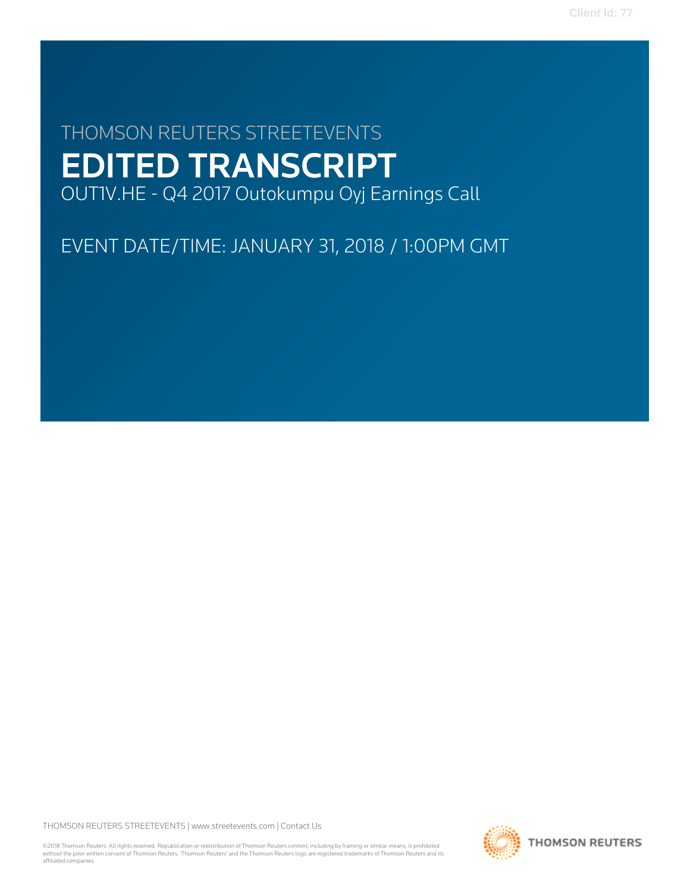Client Id: 77

THOMSON REUTERS STREETEVENTS

# EDITED TRANSCRIPT

OUT1V.HE - Q4 2017 Outokumpu Oyj Earnings Call

EVENT DATE/TIME: JANUARY 31, 2018 / 1:00PM GMT

THOMSON REUTERS STREETEVENTS | www.streetevents.com | Contact Us

©2018 Thomson Reuters. All rights reserved. Republication or redistribution of Thomson Reuters content, including by framing or similar means, is prohibited without the prior written consent of Thomson Reuters. 'Thomson Reuters' and the Thomson Reuters logo are registered trademarks of Thomson Reuters and its affiliated companies.

THOMSON REUTERS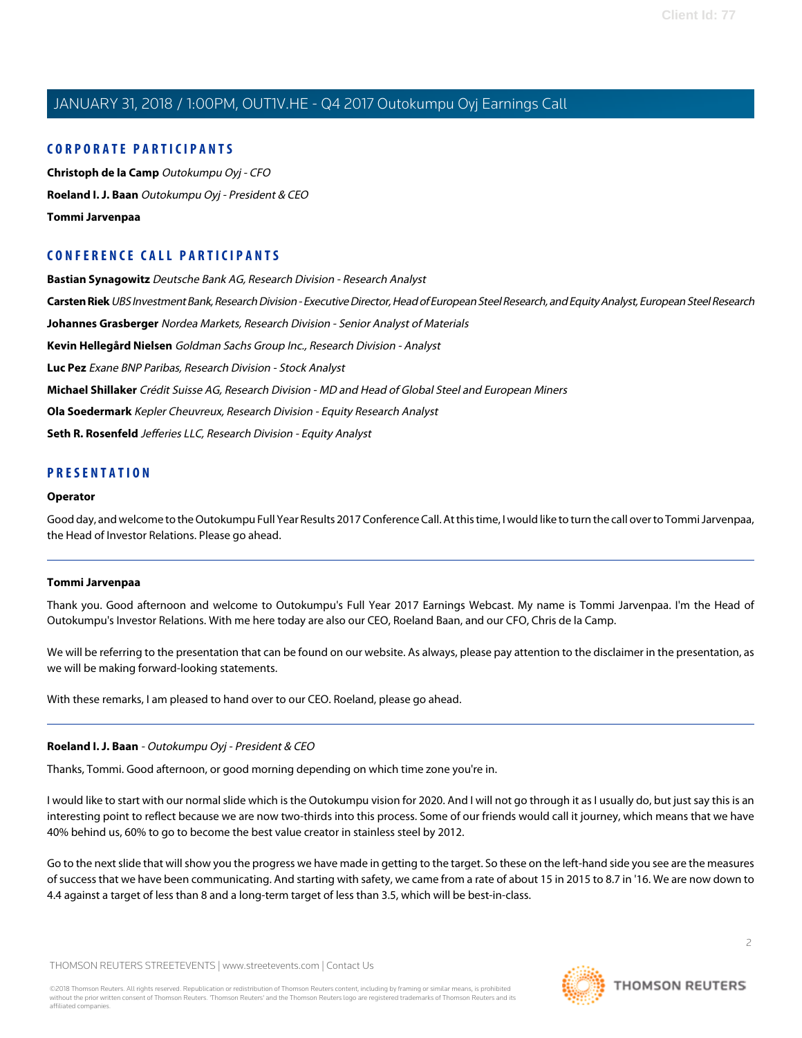## CORPORATE PARTICIPANTS

**Christoph de la Camp** *Outokumpu Oyj - CFO*

**Roeland I. J. Baan** *Outokumpu Oyj - President & CEO*

**Tommi Jarvenpaa**

## CONFERENCE CALL PARTICIPANTS

**Bastian Synagowitz** *Deutsche Bank AG, Research Division - Research Analyst*

**Carsten Riek** *UBS Investment Bank, Research Division - Executive Director, Head of European Steel Research, and Equity Analyst, European Steel Research*

**Johannes Grasberger** *Nordea Markets, Research Division - Senior Analyst of Materials*

**Kevin Hellegård Nielsen** *Goldman Sachs Group Inc., Research Division - Analyst*

**Luc Pez** *Exane BNP Paribas, Research Division - Stock Analyst*

**Michael Shillaker** *Crédit Suisse AG, Research Division - MD and Head of Global Steel and European Miners*

**Ola Soedermark** *Kepler Cheuvreux, Research Division - Equity Research Analyst*

**Seth R. Rosenfeld** *Jefferies LLC, Research Division - Equity Analyst*

## PRESENTATION

**Operator**

Good day, and welcome to the Outokumpu Full Year Results 2017 Conference Call. At this time, I would like to turn the call over to Tommi Jarvenpaa, the Head of Investor Relations. Please go ahead.

---

**Tommi Jarvenpaa**

Thank you. Good afternoon and welcome to Outokumpu's Full Year 2017 Earnings Webcast. My name is Tommi Jarvenpaa. I'm the Head of Outokumpu's Investor Relations. With me here today are also our CEO, Roeland Baan, and our CFO, Chris de la Camp.

We will be referring to the presentation that can be found on our website. As always, please pay attention to the disclaimer in the presentation, as we will be making forward-looking statements.

With these remarks, I am pleased to hand over to our CEO. Roeland, please go ahead.

---

**Roeland I. J. Baan** - *Outokumpu Oyj - President & CEO*

Thanks, Tommi. Good afternoon, or good morning depending on which time zone you're in.

I would like to start with our normal slide which is the Outokumpu vision for 2020. And I will not go through it as I usually do, but just say this is an interesting point to reflect because we are now two-thirds into this process. Some of our friends would call it journey, which means that we have 40% behind us, 60% to go to become the best value creator in stainless steel by 2012.

Go to the next slide that will show you the progress we have made in getting to the target. So these on the left-hand side you see are the measures of success that we have been communicating. And starting with safety, we came from a rate of about 15 in 2015 to 8.7 in '16. We are now down to 4.4 against a target of less than 8 and a long-term target of less than 3.5, which will be best-in-class.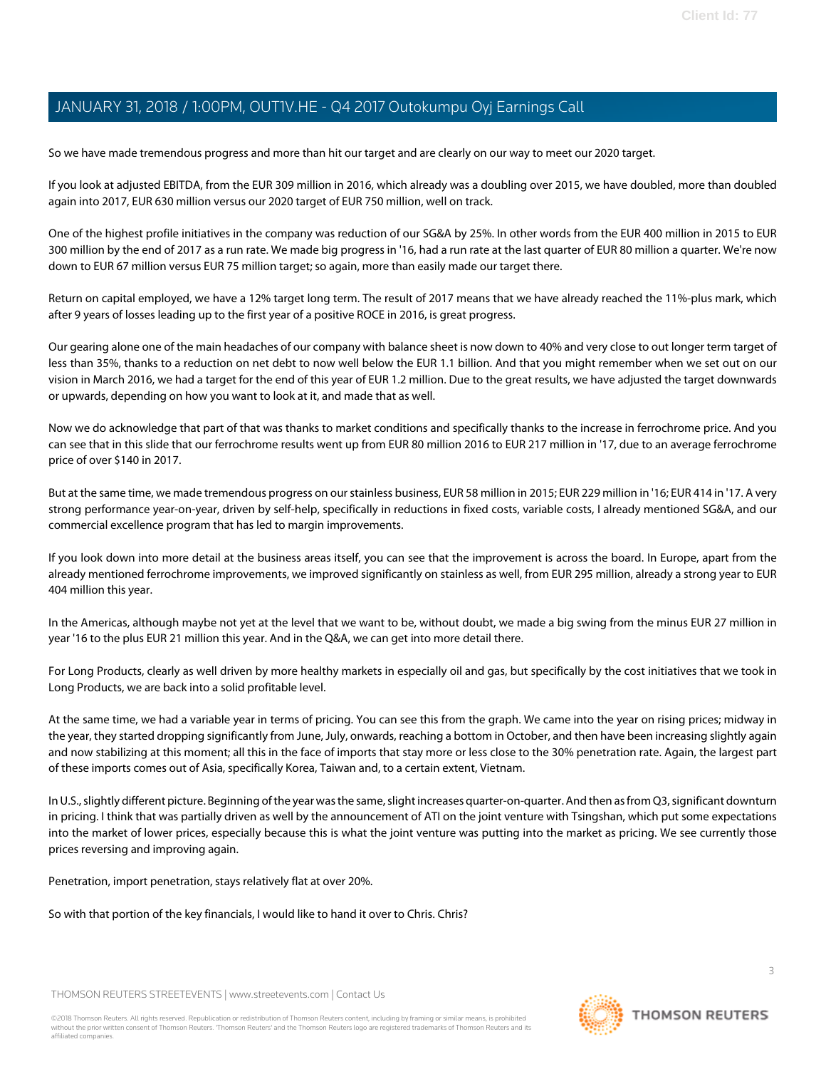So we have made tremendous progress and more than hit our target and are clearly on our way to meet our 2020 target.

If you look at adjusted EBITDA, from the EUR 309 million in 2016, which already was a doubling over 2015, we have doubled, more than doubled again into 2017, EUR 630 million versus our 2020 target of EUR 750 million, well on track.

One of the highest profile initiatives in the company was reduction of our SG&A by 25%. In other words from the EUR 400 million in 2015 to EUR 300 million by the end of 2017 as a run rate. We made big progress in '16, had a run rate at the last quarter of EUR 80 million a quarter. We're now down to EUR 67 million versus EUR 75 million target; so again, more than easily made our target there.

Return on capital employed, we have a 12% target long term. The result of 2017 means that we have already reached the 11%-plus mark, which after 9 years of losses leading up to the first year of a positive ROCE in 2016, is great progress.

Our gearing alone one of the main headaches of our company with balance sheet is now down to 40% and very close to out longer term target of less than 35%, thanks to a reduction on net debt to now well below the EUR 1.1 billion. And that you might remember when we set out on our vision in March 2016, we had a target for the end of this year of EUR 1.2 million. Due to the great results, we have adjusted the target downwards or upwards, depending on how you want to look at it, and made that as well.

Now we do acknowledge that part of that was thanks to market conditions and specifically thanks to the increase in ferrochrome price. And you can see that in this slide that our ferrochrome results went up from EUR 80 million 2016 to EUR 217 million in '17, due to an average ferrochrome price of over $140 in 2017.

But at the same time, we made tremendous progress on our stainless business, EUR 58 million in 2015; EUR 229 million in '16; EUR 414 in '17. A very strong performance year-on-year, driven by self-help, specifically in reductions in fixed costs, variable costs, I already mentioned SG&A, and our commercial excellence program that has led to margin improvements.

If you look down into more detail at the business areas itself, you can see that the improvement is across the board. In Europe, apart from the already mentioned ferrochrome improvements, we improved significantly on stainless as well, from EUR 295 million, already a strong year to EUR 404 million this year.

In the Americas, although maybe not yet at the level that we want to be, without doubt, we made a big swing from the minus EUR 27 million in year '16 to the plus EUR 21 million this year. And in the Q&A, we can get into more detail there.

For Long Products, clearly as well driven by more healthy markets in especially oil and gas, but specifically by the cost initiatives that we took in Long Products, we are back into a solid profitable level.

At the same time, we had a variable year in terms of pricing. You can see this from the graph. We came into the year on rising prices; midway in the year, they started dropping significantly from June, July, onwards, reaching a bottom in October, and then have been increasing slightly again and now stabilizing at this moment; all this in the face of imports that stay more or less close to the 30% penetration rate. Again, the largest part of these imports comes out of Asia, specifically Korea, Taiwan and, to a certain extent, Vietnam.

In U.S., slightly different picture. Beginning of the year was the same, slight increases quarter-on-quarter. And then as from Q3, significant downturn in pricing. I think that was partially driven as well by the announcement of ATI on the joint venture with Tsingshan, which put some expectations into the market of lower prices, especially because this is what the joint venture was putting into the market as pricing. We see currently those prices reversing and improving again.

Penetration, import penetration, stays relatively flat at over 20%.

So with that portion of the key financials, I would like to hand it over to Chris. Chris?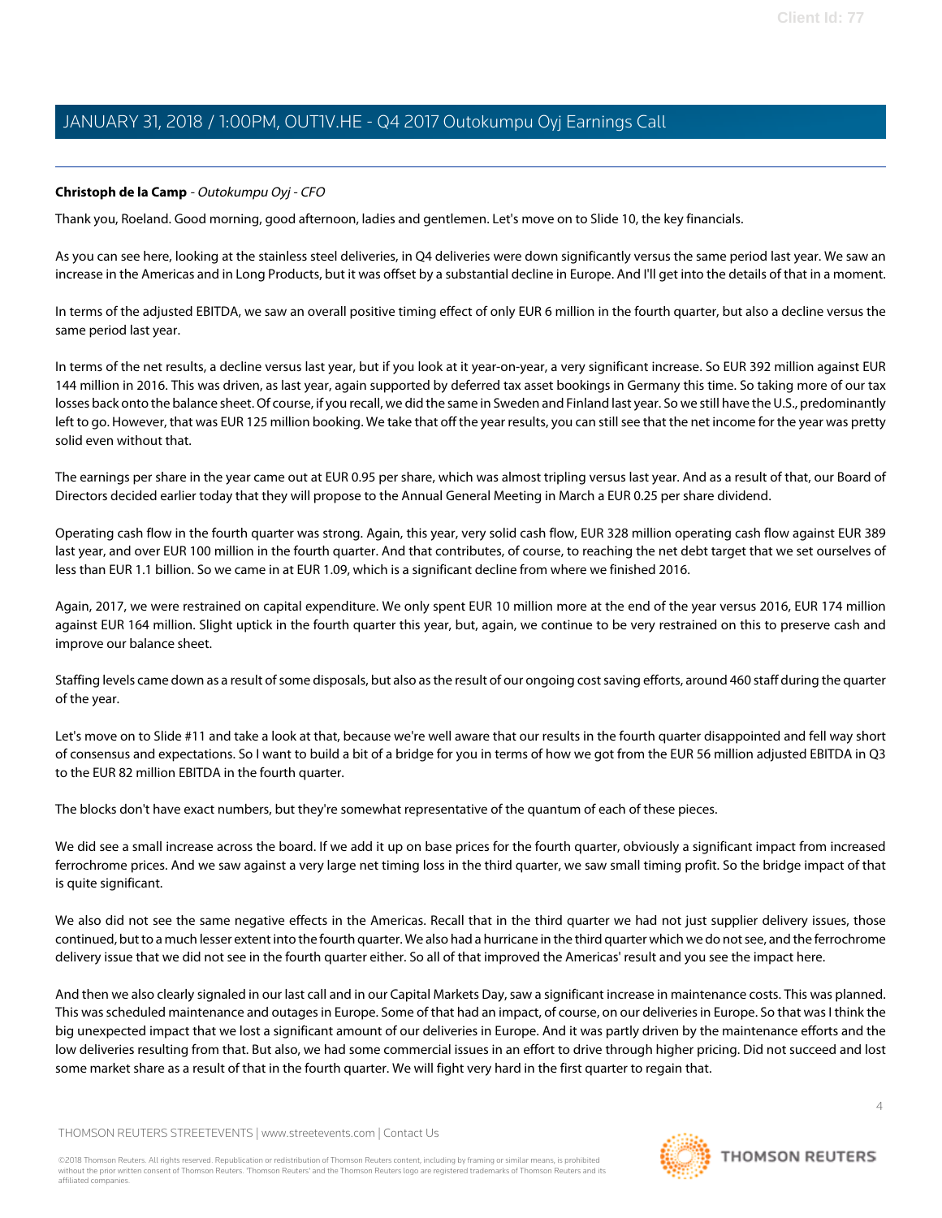**Christoph de la Camp** - *Outokumpu Oyj - CFO*

Thank you, Roeland. Good morning, good afternoon, ladies and gentlemen. Let's move on to Slide 10, the key financials.

As you can see here, looking at the stainless steel deliveries, in Q4 deliveries were down significantly versus the same period last year. We saw an increase in the Americas and in Long Products, but it was offset by a substantial decline in Europe. And I'll get into the details of that in a moment.

In terms of the adjusted EBITDA, we saw an overall positive timing effect of only EUR 6 million in the fourth quarter, but also a decline versus the same period last year.

In terms of the net results, a decline versus last year, but if you look at it year-on-year, a very significant increase. So EUR 392 million against EUR 144 million in 2016. This was driven, as last year, again supported by deferred tax asset bookings in Germany this time. So taking more of our tax losses back onto the balance sheet. Of course, if you recall, we did the same in Sweden and Finland last year. So we still have the U.S., predominantly left to go. However, that was EUR 125 million booking. We take that off the year results, you can still see that the net income for the year was pretty solid even without that.

The earnings per share in the year came out at EUR 0.95 per share, which was almost tripling versus last year. And as a result of that, our Board of Directors decided earlier today that they will propose to the Annual General Meeting in March a EUR 0.25 per share dividend.

Operating cash flow in the fourth quarter was strong. Again, this year, very solid cash flow, EUR 328 million operating cash flow against EUR 389 last year, and over EUR 100 million in the fourth quarter. And that contributes, of course, to reaching the net debt target that we set ourselves of less than EUR 1.1 billion. So we came in at EUR 1.09, which is a significant decline from where we finished 2016.

Again, 2017, we were restrained on capital expenditure. We only spent EUR 10 million more at the end of the year versus 2016, EUR 174 million against EUR 164 million. Slight uptick in the fourth quarter this year, but, again, we continue to be very restrained on this to preserve cash and improve our balance sheet.

Staffing levels came down as a result of some disposals, but also as the result of our ongoing cost saving efforts, around 460 staff during the quarter of the year.

Let's move on to Slide #11 and take a look at that, because we're well aware that our results in the fourth quarter disappointed and fell way short of consensus and expectations. So I want to build a bit of a bridge for you in terms of how we got from the EUR 56 million adjusted EBITDA in Q3 to the EUR 82 million EBITDA in the fourth quarter.

The blocks don't have exact numbers, but they're somewhat representative of the quantum of each of these pieces.

We did see a small increase across the board. If we add it up on base prices for the fourth quarter, obviously a significant impact from increased ferrochrome prices. And we saw against a very large net timing loss in the third quarter, we saw small timing profit. So the bridge impact of that is quite significant.

We also did not see the same negative effects in the Americas. Recall that in the third quarter we had not just supplier delivery issues, those continued, but to a much lesser extent into the fourth quarter. We also had a hurricane in the third quarter which we do not see, and the ferrochrome delivery issue that we did not see in the fourth quarter either. So all of that improved the Americas' result and you see the impact here.

And then we also clearly signaled in our last call and in our Capital Markets Day, saw a significant increase in maintenance costs. This was planned. This was scheduled maintenance and outages in Europe. Some of that had an impact, of course, on our deliveries in Europe. So that was I think the big unexpected impact that we lost a significant amount of our deliveries in Europe. And it was partly driven by the maintenance efforts and the low deliveries resulting from that. But also, we had some commercial issues in an effort to drive through higher pricing. Did not succeed and lost some market share as a result of that in the fourth quarter. We will fight very hard in the first quarter to regain that.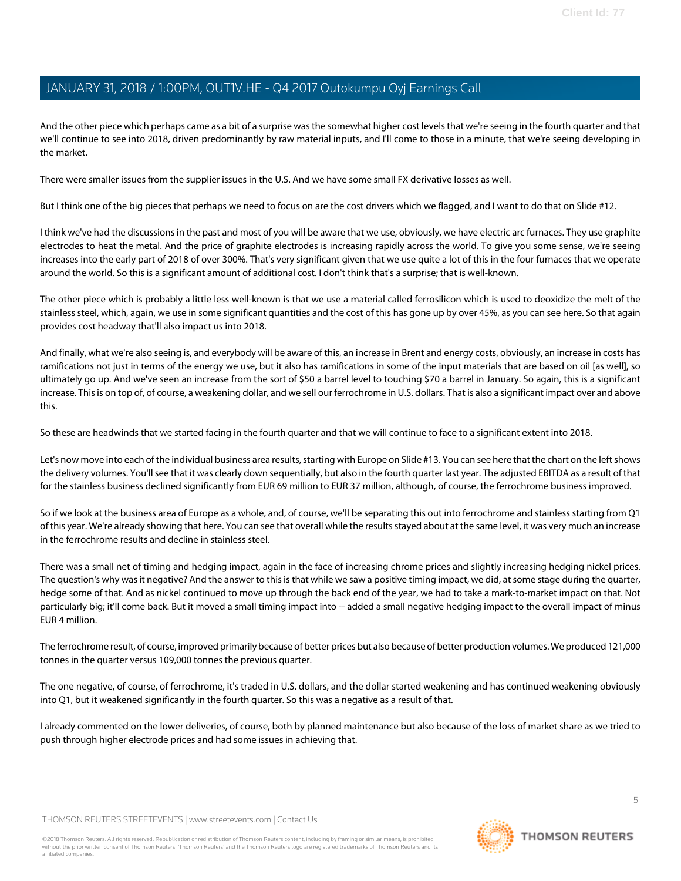And the other piece which perhaps came as a bit of a surprise was the somewhat higher cost levels that we're seeing in the fourth quarter and that we'll continue to see into 2018, driven predominantly by raw material inputs, and I'll come to those in a minute, that we're seeing developing in the market.

There were smaller issues from the supplier issues in the U.S. And we have some small FX derivative losses as well.

But I think one of the big pieces that perhaps we need to focus on are the cost drivers which we flagged, and I want to do that on Slide #12.

I think we've had the discussions in the past and most of you will be aware that we use, obviously, we have electric arc furnaces. They use graphite electrodes to heat the metal. And the price of graphite electrodes is increasing rapidly across the world. To give you some sense, we're seeing increases into the early part of 2018 of over 300%. That's very significant given that we use quite a lot of this in the four furnaces that we operate around the world. So this is a significant amount of additional cost. I don't think that's a surprise; that is well-known.

The other piece which is probably a little less well-known is that we use a material called ferrosilicon which is used to deoxidize the melt of the stainless steel, which, again, we use in some significant quantities and the cost of this has gone up by over 45%, as you can see here. So that again provides cost headway that'll also impact us into 2018.

And finally, what we're also seeing is, and everybody will be aware of this, an increase in Brent and energy costs, obviously, an increase in costs has ramifications not just in terms of the energy we use, but it also has ramifications in some of the input materials that are based on oil [as well], so ultimately go up. And we've seen an increase from the sort of $50 a barrel level to touching $70 a barrel in January. So again, this is a significant increase. This is on top of, of course, a weakening dollar, and we sell our ferrochrome in U.S. dollars. That is also a significant impact over and above this.

So these are headwinds that we started facing in the fourth quarter and that we will continue to face to a significant extent into 2018.

Let's now move into each of the individual business area results, starting with Europe on Slide #13. You can see here that the chart on the left shows the delivery volumes. You'll see that it was clearly down sequentially, but also in the fourth quarter last year. The adjusted EBITDA as a result of that for the stainless business declined significantly from EUR 69 million to EUR 37 million, although, of course, the ferrochrome business improved.

So if we look at the business area of Europe as a whole, and, of course, we'll be separating this out into ferrochrome and stainless starting from Q1 of this year. We're already showing that here. You can see that overall while the results stayed about at the same level, it was very much an increase in the ferrochrome results and decline in stainless steel.

There was a small net of timing and hedging impact, again in the face of increasing chrome prices and slightly increasing hedging nickel prices. The question's why was it negative? And the answer to this is that while we saw a positive timing impact, we did, at some stage during the quarter, hedge some of that. And as nickel continued to move up through the back end of the year, we had to take a mark-to-market impact on that. Not particularly big; it'll come back. But it moved a small timing impact into -- added a small negative hedging impact to the overall impact of minus EUR 4 million.

The ferrochrome result, of course, improved primarily because of better prices but also because of better production volumes. We produced 121,000 tonnes in the quarter versus 109,000 tonnes the previous quarter.

The one negative, of course, of ferrochrome, it's traded in U.S. dollars, and the dollar started weakening and has continued weakening obviously into Q1, but it weakened significantly in the fourth quarter. So this was a negative as a result of that.

I already commented on the lower deliveries, of course, both by planned maintenance but also because of the loss of market share as we tried to push through higher electrode prices and had some issues in achieving that.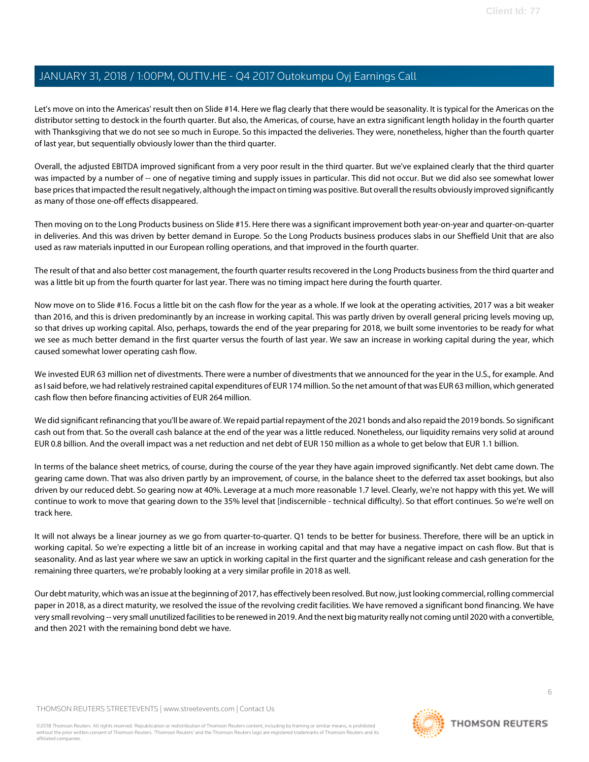Let's move on into the Americas' result then on Slide #14. Here we flag clearly that there would be seasonality. It is typical for the Americas on the distributor setting to destock in the fourth quarter. But also, the Americas, of course, have an extra significant length holiday in the fourth quarter with Thanksgiving that we do not see so much in Europe. So this impacted the deliveries. They were, nonetheless, higher than the fourth quarter of last year, but sequentially obviously lower than the third quarter.

Overall, the adjusted EBITDA improved significant from a very poor result in the third quarter. But we've explained clearly that the third quarter was impacted by a number of -- one of negative timing and supply issues in particular. This did not occur. But we did also see somewhat lower base prices that impacted the result negatively, although the impact on timing was positive. But overall the results obviously improved significantly as many of those one-off effects disappeared.

Then moving on to the Long Products business on Slide #15. Here there was a significant improvement both year-on-year and quarter-on-quarter in deliveries. And this was driven by better demand in Europe. So the Long Products business produces slabs in our Sheffield Unit that are also used as raw materials inputted in our European rolling operations, and that improved in the fourth quarter.

The result of that and also better cost management, the fourth quarter results recovered in the Long Products business from the third quarter and was a little bit up from the fourth quarter for last year. There was no timing impact here during the fourth quarter.

Now move on to Slide #16. Focus a little bit on the cash flow for the year as a whole. If we look at the operating activities, 2017 was a bit weaker than 2016, and this is driven predominantly by an increase in working capital. This was partly driven by overall general pricing levels moving up, so that drives up working capital. Also, perhaps, towards the end of the year preparing for 2018, we built some inventories to be ready for what we see as much better demand in the first quarter versus the fourth of last year. We saw an increase in working capital during the year, which caused somewhat lower operating cash flow.

We invested EUR 63 million net of divestments. There were a number of divestments that we announced for the year in the U.S., for example. And as I said before, we had relatively restrained capital expenditures of EUR 174 million. So the net amount of that was EUR 63 million, which generated cash flow then before financing activities of EUR 264 million.

We did significant refinancing that you'll be aware of. We repaid partial repayment of the 2021 bonds and also repaid the 2019 bonds. So significant cash out from that. So the overall cash balance at the end of the year was a little reduced. Nonetheless, our liquidity remains very solid at around EUR 0.8 billion. And the overall impact was a net reduction and net debt of EUR 150 million as a whole to get below that EUR 1.1 billion.

In terms of the balance sheet metrics, of course, during the course of the year they have again improved significantly. Net debt came down. The gearing came down. That was also driven partly by an improvement, of course, in the balance sheet to the deferred tax asset bookings, but also driven by our reduced debt. So gearing now at 40%. Leverage at a much more reasonable 1.7 level. Clearly, we're not happy with this yet. We will continue to work to move that gearing down to the 35% level that [indiscernible - technical difficulty). So that effort continues. So we're well on track here.

It will not always be a linear journey as we go from quarter-to-quarter. Q1 tends to be better for business. Therefore, there will be an uptick in working capital. So we're expecting a little bit of an increase in working capital and that may have a negative impact on cash flow. But that is seasonality. And as last year where we saw an uptick in working capital in the first quarter and the significant release and cash generation for the remaining three quarters, we're probably looking at a very similar profile in 2018 as well.

Our debt maturity, which was an issue at the beginning of 2017, has effectively been resolved. But now, just looking commercial, rolling commercial paper in 2018, as a direct maturity, we resolved the issue of the revolving credit facilities. We have removed a significant bond financing. We have very small revolving -- very small unutilized facilities to be renewed in 2019. And the next big maturity really not coming until 2020 with a convertible, and then 2021 with the remaining bond debt we have.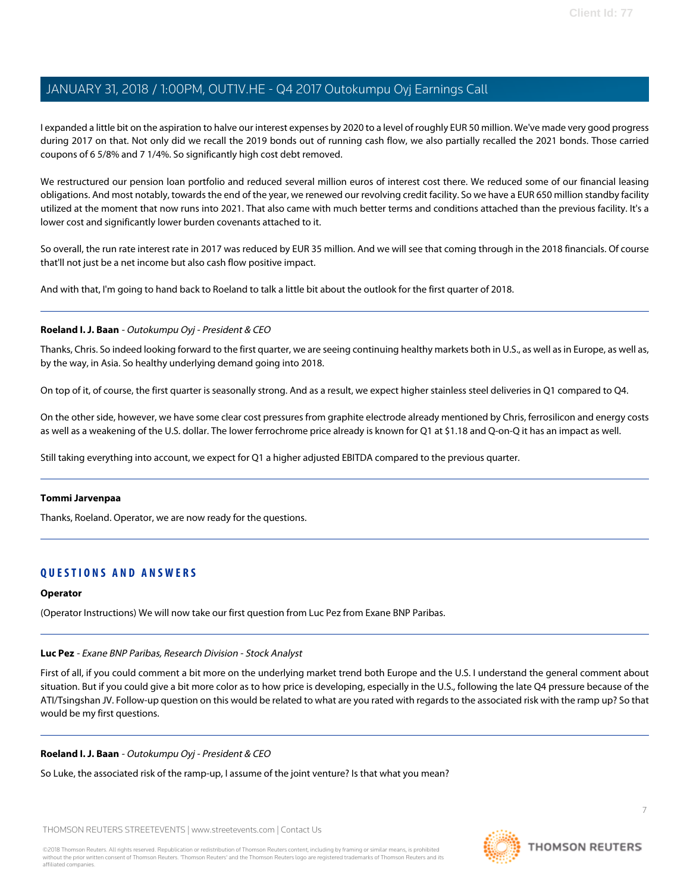I expanded a little bit on the aspiration to halve our interest expenses by 2020 to a level of roughly EUR 50 million. We've made very good progress during 2017 on that. Not only did we recall the 2019 bonds out of running cash flow, we also partially recalled the 2021 bonds. Those carried coupons of 6 5/8% and 7 1/4%. So significantly high cost debt removed.

We restructured our pension loan portfolio and reduced several million euros of interest cost there. We reduced some of our financial leasing obligations. And most notably, towards the end of the year, we renewed our revolving credit facility. So we have a EUR 650 million standby facility utilized at the moment that now runs into 2021. That also came with much better terms and conditions attached than the previous facility. It's a lower cost and significantly lower burden covenants attached to it.

So overall, the run rate interest rate in 2017 was reduced by EUR 35 million. And we will see that coming through in the 2018 financials. Of course that'll not just be a net income but also cash flow positive impact.

And with that, I'm going to hand back to Roeland to talk a little bit about the outlook for the first quarter of 2018.

---

**Roeland I. J. Baan** - *Outokumpu Oyj - President & CEO*

Thanks, Chris. So indeed looking forward to the first quarter, we are seeing continuing healthy markets both in U.S., as well as in Europe, as well as, by the way, in Asia. So healthy underlying demand going into 2018.

On top of it, of course, the first quarter is seasonally strong. And as a result, we expect higher stainless steel deliveries in Q1 compared to Q4.

On the other side, however, we have some clear cost pressures from graphite electrode already mentioned by Chris, ferrosilicon and energy costs as well as a weakening of the U.S. dollar. The lower ferrochrome price already is known for Q1 at $1.18 and Q-on-Q it has an impact as well.

Still taking everything into account, we expect for Q1 a higher adjusted EBITDA compared to the previous quarter.

---

**Tommi Jarvenpaa**

Thanks, Roeland. Operator, we are now ready for the questions.

---

## QUESTIONS AND ANSWERS

**Operator**

(Operator Instructions) We will now take our first question from Luc Pez from Exane BNP Paribas.

---

**Luc Pez** - *Exane BNP Paribas, Research Division - Stock Analyst*

First of all, if you could comment a bit more on the underlying market trend both Europe and the U.S. I understand the general comment about situation. But if you could give a bit more color as to how price is developing, especially in the U.S., following the late Q4 pressure because of the ATI/Tsingshan JV. Follow-up question on this would be related to what are you rated with regards to the associated risk with the ramp up? So that would be my first questions.

---

**Roeland I. J. Baan** - *Outokumpu Oyj - President & CEO*

So Luke, the associated risk of the ramp-up, I assume of the joint venture? Is that what you mean?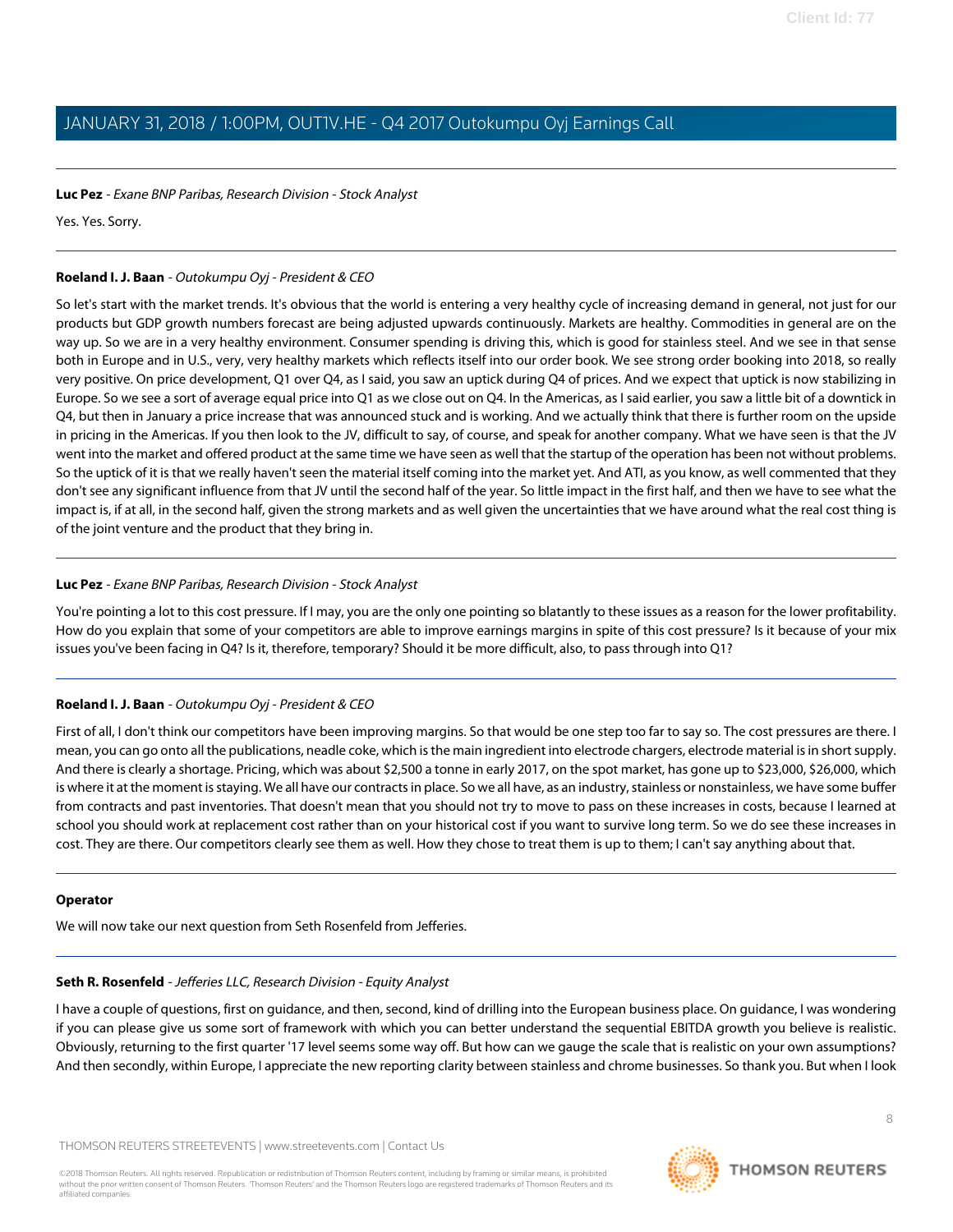**Luc Pez** - *Exane BNP Paribas, Research Division - Stock Analyst*

Yes. Yes. Sorry.

---

**Roeland I. J. Baan** - *Outokumpu Oyj - President & CEO*

So let's start with the market trends. It's obvious that the world is entering a very healthy cycle of increasing demand in general, not just for our products but GDP growth numbers forecast are being adjusted upwards continuously. Markets are healthy. Commodities in general are on the way up. So we are in a very healthy environment. Consumer spending is driving this, which is good for stainless steel. And we see in that sense both in Europe and in U.S., very, very healthy markets which reflects itself into our order book. We see strong order booking into 2018, so really very positive. On price development, Q1 over Q4, as I said, you saw an uptick during Q4 of prices. And we expect that uptick is now stabilizing in Europe. So we see a sort of average equal price into Q1 as we close out on Q4. In the Americas, as I said earlier, you saw a little bit of a downtick in Q4, but then in January a price increase that was announced stuck and is working. And we actually think that there is further room on the upside in pricing in the Americas. If you then look to the JV, difficult to say, of course, and speak for another company. What we have seen is that the JV went into the market and offered product at the same time we have seen as well that the startup of the operation has been not without problems. So the uptick of it is that we really haven't seen the material itself coming into the market yet. And ATI, as you know, as well commented that they don't see any significant influence from that JV until the second half of the year. So little impact in the first half, and then we have to see what the impact is, if at all, in the second half, given the strong markets and as well given the uncertainties that we have around what the real cost thing is of the joint venture and the product that they bring in.

---

**Luc Pez** - *Exane BNP Paribas, Research Division - Stock Analyst*

You're pointing a lot to this cost pressure. If I may, you are the only one pointing so blatantly to these issues as a reason for the lower profitability. How do you explain that some of your competitors are able to improve earnings margins in spite of this cost pressure? Is it because of your mix issues you've been facing in Q4? Is it, therefore, temporary? Should it be more difficult, also, to pass through into Q1?

---

**Roeland I. J. Baan** - *Outokumpu Oyj - President & CEO*

First of all, I don't think our competitors have been improving margins. So that would be one step too far to say so. The cost pressures are there. I mean, you can go onto all the publications, needle coke, which is the main ingredient into electrode chargers, electrode material is in short supply. And there is clearly a shortage. Pricing, which was about $2,500 a tonne in early 2017, on the spot market, has gone up to $23,000, $26,000, which is where it at the moment is staying. We all have our contracts in place. So we all have, as an industry, stainless or nonstainless, we have some buffer from contracts and past inventories. That doesn't mean that you should not try to move to pass on these increases in costs, because I learned at school you should work at replacement cost rather than on your historical cost if you want to survive long term. So we do see these increases in cost. They are there. Our competitors clearly see them as well. How they chose to treat them is up to them; I can't say anything about that.

---

**Operator**

We will now take our next question from Seth Rosenfeld from Jefferies.

---

**Seth R. Rosenfeld** - *Jefferies LLC, Research Division - Equity Analyst*

I have a couple of questions, first on guidance, and then, second, kind of drilling into the European business place. On guidance, I was wondering if you can please give us some sort of framework with which you can better understand the sequential EBITDA growth you believe is realistic. Obviously, returning to the first quarter '17 level seems some way off. But how can we gauge the scale that is realistic on your own assumptions? And then secondly, within Europe, I appreciate the new reporting clarity between stainless and chrome businesses. So thank you. But when I look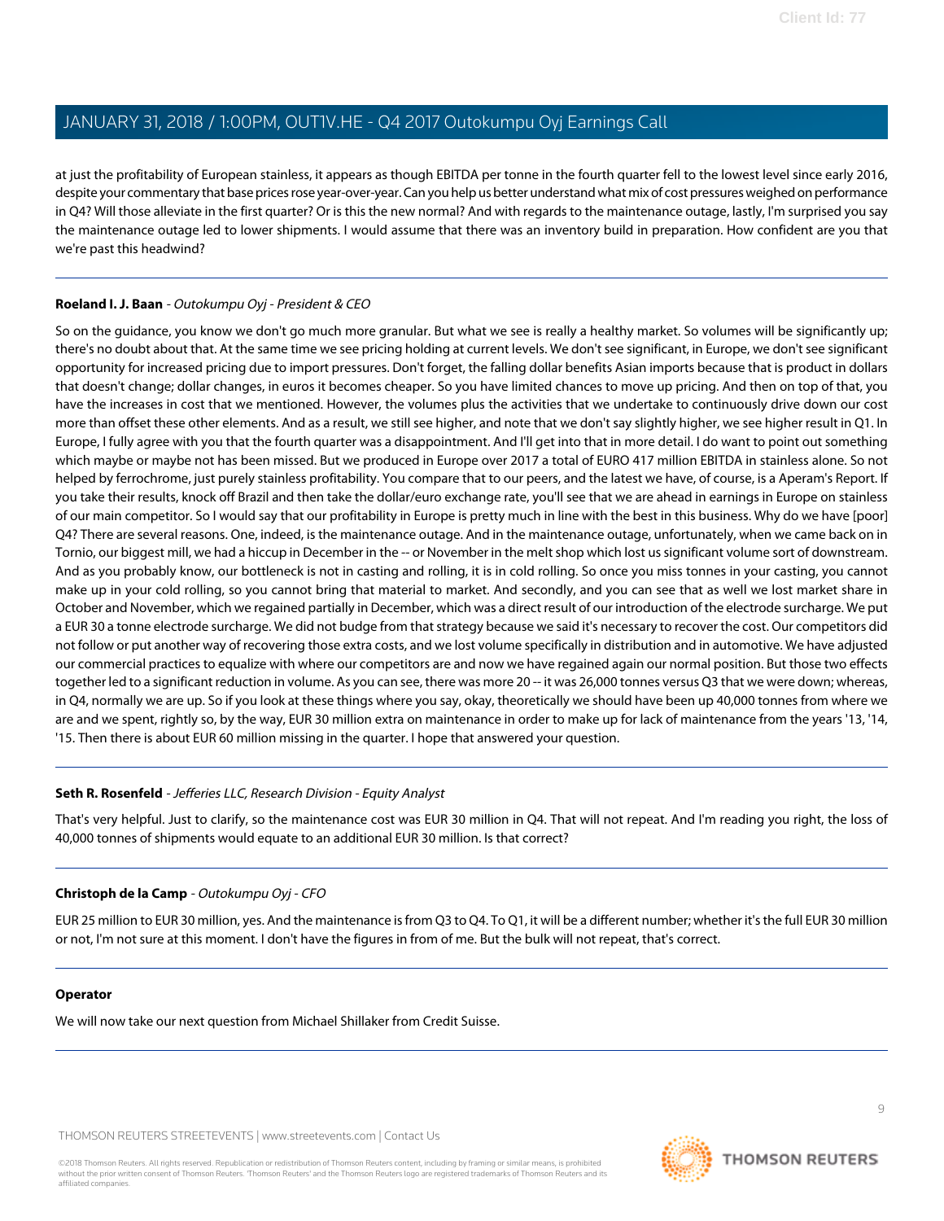at just the profitability of European stainless, it appears as though EBITDA per tonne in the fourth quarter fell to the lowest level since early 2016, despite your commentary that base prices rose year-over-year. Can you help us better understand what mix of cost pressures weighed on performance in Q4? Will those alleviate in the first quarter? Or is this the new normal? And with regards to the maintenance outage, lastly, I'm surprised you say the maintenance outage led to lower shipments. I would assume that there was an inventory build in preparation. How confident are you that we're past this headwind?

---

**Roeland I. J. Baan** - *Outokumpu Oyj - President & CEO*

So on the guidance, you know we don't go much more granular. But what we see is really a healthy market. So volumes will be significantly up; there's no doubt about that. At the same time we see pricing holding at current levels. We don't see significant, in Europe, we don't see significant opportunity for increased pricing due to import pressures. Don't forget, the falling dollar benefits Asian imports because that is product in dollars that doesn't change; dollar changes, in euros it becomes cheaper. So you have limited chances to move up pricing. And then on top of that, you have the increases in cost that we mentioned. However, the volumes plus the activities that we undertake to continuously drive down our cost more than offset these other elements. And as a result, we still see higher, and note that we don't say slightly higher, we see higher result in Q1. In Europe, I fully agree with you that the fourth quarter was a disappointment. And I'll get into that in more detail. I do want to point out something which maybe or maybe not has been missed. But we produced in Europe over 2017 a total of EURO 417 million EBITDA in stainless alone. So not helped by ferrochrome, just purely stainless profitability. You compare that to our peers, and the latest we have, of course, is a Aperam's Report. If you take their results, knock off Brazil and then take the dollar/euro exchange rate, you'll see that we are ahead in earnings in Europe on stainless of our main competitor. So I would say that our profitability in Europe is pretty much in line with the best in this business. Why do we have [poor] Q4? There are several reasons. One, indeed, is the maintenance outage. And in the maintenance outage, unfortunately, when we came back on in Tornio, our biggest mill, we had a hiccup in December in the -- or November in the melt shop which lost us significant volume sort of downstream. And as you probably know, our bottleneck is not in casting and rolling, it is in cold rolling. So once you miss tonnes in your casting, you cannot make up in your cold rolling, so you cannot bring that material to market. And secondly, and you can see that as well we lost market share in October and November, which we regained partially in December, which was a direct result of our introduction of the electrode surcharge. We put a EUR 30 a tonne electrode surcharge. We did not budge from that strategy because we said it's necessary to recover the cost. Our competitors did not follow or put another way of recovering those extra costs, and we lost volume specifically in distribution and in automotive. We have adjusted our commercial practices to equalize with where our competitors are and now we have regained again our normal position. But those two effects together led to a significant reduction in volume. As you can see, there was more 20 -- it was 26,000 tonnes versus Q3 that we were down; whereas, in Q4, normally we are up. So if you look at these things where you say, okay, theoretically we should have been up 40,000 tonnes from where we are and we spent, rightly so, by the way, EUR 30 million extra on maintenance in order to make up for lack of maintenance from the years '13, '14, '15. Then there is about EUR 60 million missing in the quarter. I hope that answered your question.

---

**Seth R. Rosenfeld** - *Jefferies LLC, Research Division - Equity Analyst*

That's very helpful. Just to clarify, so the maintenance cost was EUR 30 million in Q4. That will not repeat. And I'm reading you right, the loss of 40,000 tonnes of shipments would equate to an additional EUR 30 million. Is that correct?

---

**Christoph de la Camp** - *Outokumpu Oyj - CFO*

EUR 25 million to EUR 30 million, yes. And the maintenance is from Q3 to Q4. To Q1, it will be a different number; whether it's the full EUR 30 million or not, I'm not sure at this moment. I don't have the figures in from of me. But the bulk will not repeat, that's correct.

---

**Operator**

We will now take our next question from Michael Shillaker from Credit Suisse.

---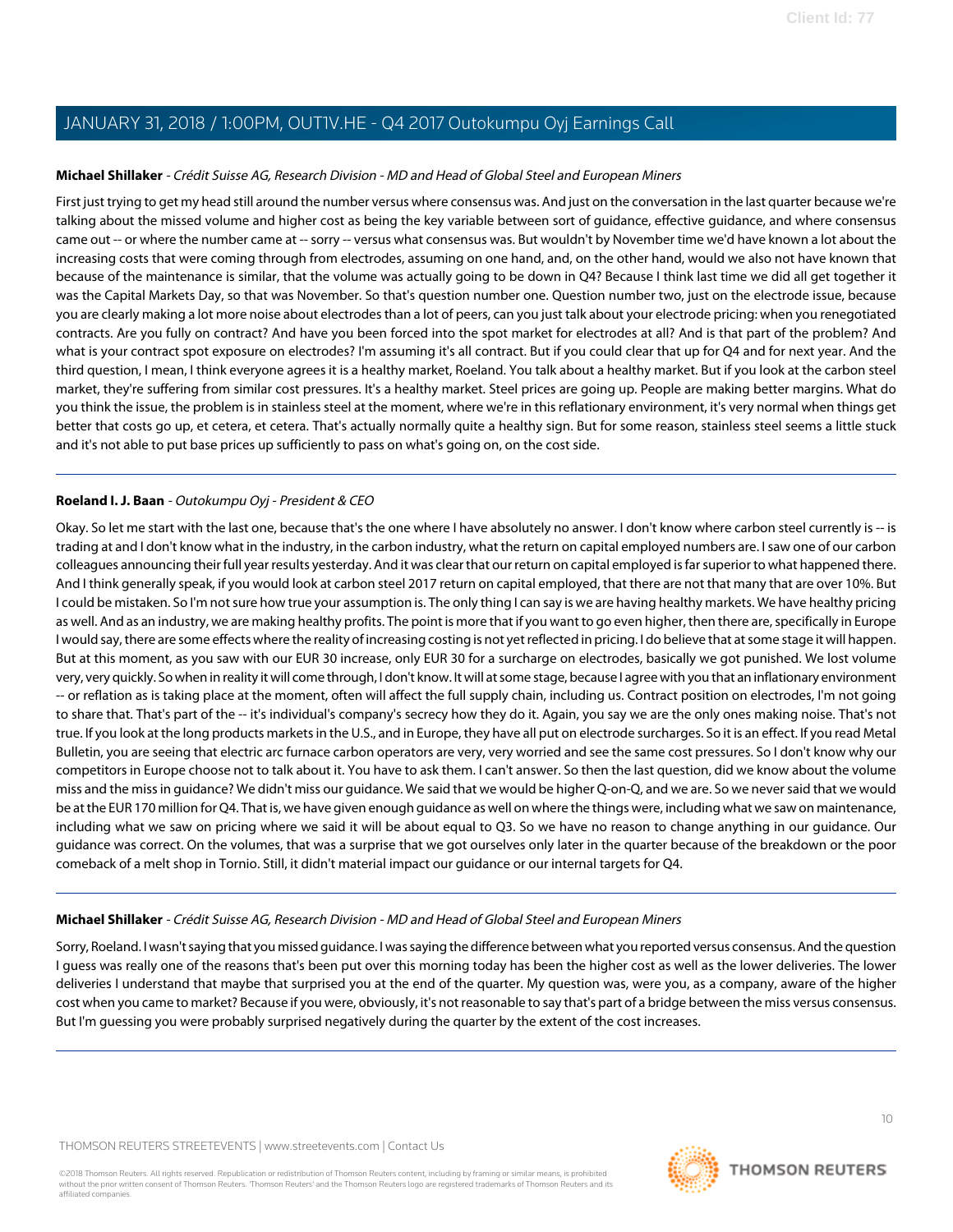**Michael Shillaker** - *Crédit Suisse AG, Research Division - MD and Head of Global Steel and European Miners*

First just trying to get my head still around the number versus where consensus was. And just on the conversation in the last quarter because we're talking about the missed volume and higher cost as being the key variable between sort of guidance, effective guidance, and where consensus came out -- or where the number came at -- sorry -- versus what consensus was. But wouldn't by November time we'd have known a lot about the increasing costs that were coming through from electrodes, assuming on one hand, and, on the other hand, would we also not have known that because of the maintenance is similar, that the volume was actually going to be down in Q4? Because I think last time we did all get together it was the Capital Markets Day, so that was November. So that's question number one. Question number two, just on the electrode issue, because you are clearly making a lot more noise about electrodes than a lot of peers, can you just talk about your electrode pricing: when you renegotiated contracts. Are you fully on contract? And have you been forced into the spot market for electrodes at all? And is that part of the problem? And what is your contract spot exposure on electrodes? I'm assuming it's all contract. But if you could clear that up for Q4 and for next year. And the third question, I mean, I think everyone agrees it is a healthy market, Roeland. You talk about a healthy market. But if you look at the carbon steel market, they're suffering from similar cost pressures. It's a healthy market. Steel prices are going up. People are making better margins. What do you think the issue, the problem is in stainless steel at the moment, where we're in this reflationary environment, it's very normal when things get better that costs go up, et cetera, et cetera. That's actually normally quite a healthy sign. But for some reason, stainless steel seems a little stuck and it's not able to put base prices up sufficiently to pass on what's going on, on the cost side.

---

**Roeland I. J. Baan** - *Outokumpu Oyj - President & CEO*

Okay. So let me start with the last one, because that's the one where I have absolutely no answer. I don't know where carbon steel currently is -- is trading at and I don't know what in the industry, in the carbon industry, what the return on capital employed numbers are. I saw one of our carbon colleagues announcing their full year results yesterday. And it was clear that our return on capital employed is far superior to what happened there. And I think generally speak, if you would look at carbon steel 2017 return on capital employed, that there are not that many that are over 10%. But I could be mistaken. So I'm not sure how true your assumption is. The only thing I can say is we are having healthy markets. We have healthy pricing as well. And as an industry, we are making healthy profits. The point is more that if you want to go even higher, then there are, specifically in Europe I would say, there are some effects where the reality of increasing costing is not yet reflected in pricing. I do believe that at some stage it will happen. But at this moment, as you saw with our EUR 30 increase, only EUR 30 for a surcharge on electrodes, basically we got punished. We lost volume very, very quickly. So when in reality it will come through, I don't know. It will at some stage, because I agree with you that an inflationary environment -- or reflation as is taking place at the moment, often will affect the full supply chain, including us. Contract position on electrodes, I'm not going to share that. That's part of the -- it's individual's company's secrecy how they do it. Again, you say we are the only ones making noise. That's not true. If you look at the long products markets in the U.S., and in Europe, they have all put on electrode surcharges. So it is an effect. If you read Metal Bulletin, you are seeing that electric arc furnace carbon operators are very, very worried and see the same cost pressures. So I don't know why our competitors in Europe choose not to talk about it. You have to ask them. I can't answer. So then the last question, did we know about the volume miss and the miss in guidance? We didn't miss our guidance. We said that we would be higher Q-on-Q, and we are. So we never said that we would be at the EUR 170 million for Q4. That is, we have given enough guidance as well on where the things were, including what we saw on maintenance, including what we saw on pricing where we said it will be about equal to Q3. So we have no reason to change anything in our guidance. Our guidance was correct. On the volumes, that was a surprise that we got ourselves only later in the quarter because of the breakdown or the poor comeback of a melt shop in Tornio. Still, it didn't material impact our guidance or our internal targets for Q4.

---

**Michael Shillaker** - *Crédit Suisse AG, Research Division - MD and Head of Global Steel and European Miners*

Sorry, Roeland. I wasn't saying that you missed guidance. I was saying the difference between what you reported versus consensus. And the question I guess was really one of the reasons that's been put over this morning today has been the higher cost as well as the lower deliveries. The lower deliveries I understand that maybe that surprised you at the end of the quarter. My question was, were you, as a company, aware of the higher cost when you came to market? Because if you were, obviously, it's not reasonable to say that's part of a bridge between the miss versus consensus. But I'm guessing you were probably surprised negatively during the quarter by the extent of the cost increases.

---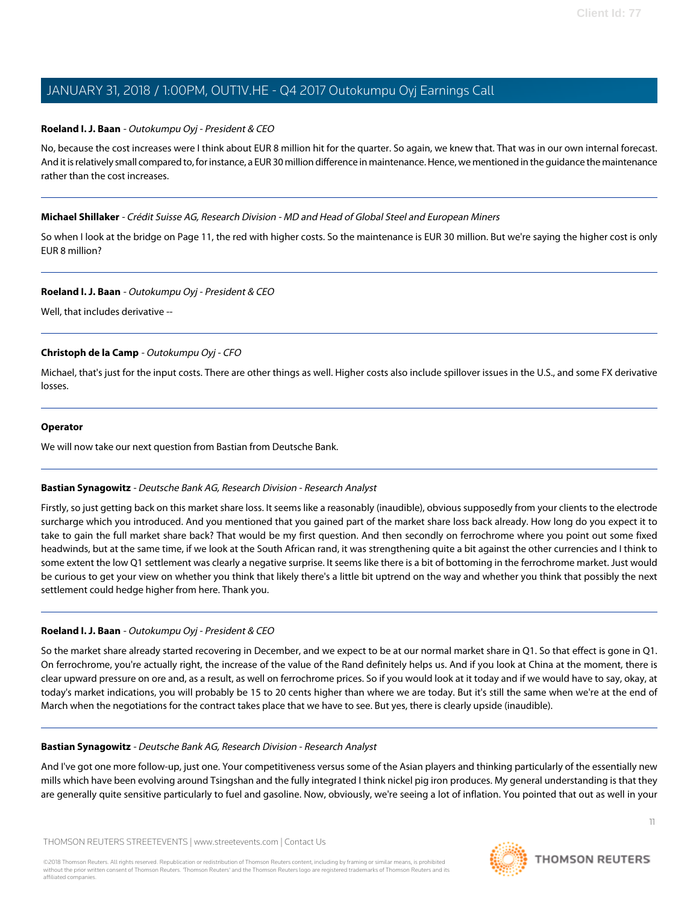**Roeland I. J. Baan** - *Outokumpu Oyj - President & CEO*

No, because the cost increases were I think about EUR 8 million hit for the quarter. So again, we knew that. That was in our own internal forecast. And it is relatively small compared to, for instance, a EUR 30 million difference in maintenance. Hence, we mentioned in the guidance the maintenance rather than the cost increases.

---

**Michael Shillaker** - *Crédit Suisse AG, Research Division - MD and Head of Global Steel and European Miners*

So when I look at the bridge on Page 11, the red with higher costs. So the maintenance is EUR 30 million. But we're saying the higher cost is only EUR 8 million?

---

**Roeland I. J. Baan** - *Outokumpu Oyj - President & CEO*

Well, that includes derivative --

---

**Christoph de la Camp** - *Outokumpu Oyj - CFO*

Michael, that's just for the input costs. There are other things as well. Higher costs also include spillover issues in the U.S., and some FX derivative losses.

---

**Operator**

We will now take our next question from Bastian from Deutsche Bank.

---

**Bastian Synagowitz** - *Deutsche Bank AG, Research Division - Research Analyst*

Firstly, so just getting back on this market share loss. It seems like a reasonably (inaudible), obvious supposedly from your clients to the electrode surcharge which you introduced. And you mentioned that you gained part of the market share loss back already. How long do you expect it to take to gain the full market share back? That would be my first question. And then secondly on ferrochrome where you point out some fixed headwinds, but at the same time, if we look at the South African rand, it was strengthening quite a bit against the other currencies and I think to some extent the low Q1 settlement was clearly a negative surprise. It seems like there is a bit of bottoming in the ferrochrome market. Just would be curious to get your view on whether you think that likely there's a little bit uptrend on the way and whether you think that possibly the next settlement could hedge higher from here. Thank you.

---

**Roeland I. J. Baan** - *Outokumpu Oyj - President & CEO*

So the market share already started recovering in December, and we expect to be at our normal market share in Q1. So that effect is gone in Q1. On ferrochrome, you're actually right, the increase of the value of the Rand definitely helps us. And if you look at China at the moment, there is clear upward pressure on ore and, as a result, as well on ferrochrome prices. So if you would look at it today and if we would have to say, okay, at today's market indications, you will probably be 15 to 20 cents higher than where we are today. But it's still the same when we're at the end of March when the negotiations for the contract takes place that we have to see. But yes, there is clearly upside (inaudible).

---

**Bastian Synagowitz** - *Deutsche Bank AG, Research Division - Research Analyst*

And I've got one more follow-up, just one. Your competitiveness versus some of the Asian players and thinking particularly of the essentially new mills which have been evolving around Tsingshan and the fully integrated I think nickel pig iron produces. My general understanding is that they are generally quite sensitive particularly to fuel and gasoline. Now, obviously, we're seeing a lot of inflation. You pointed that out as well in your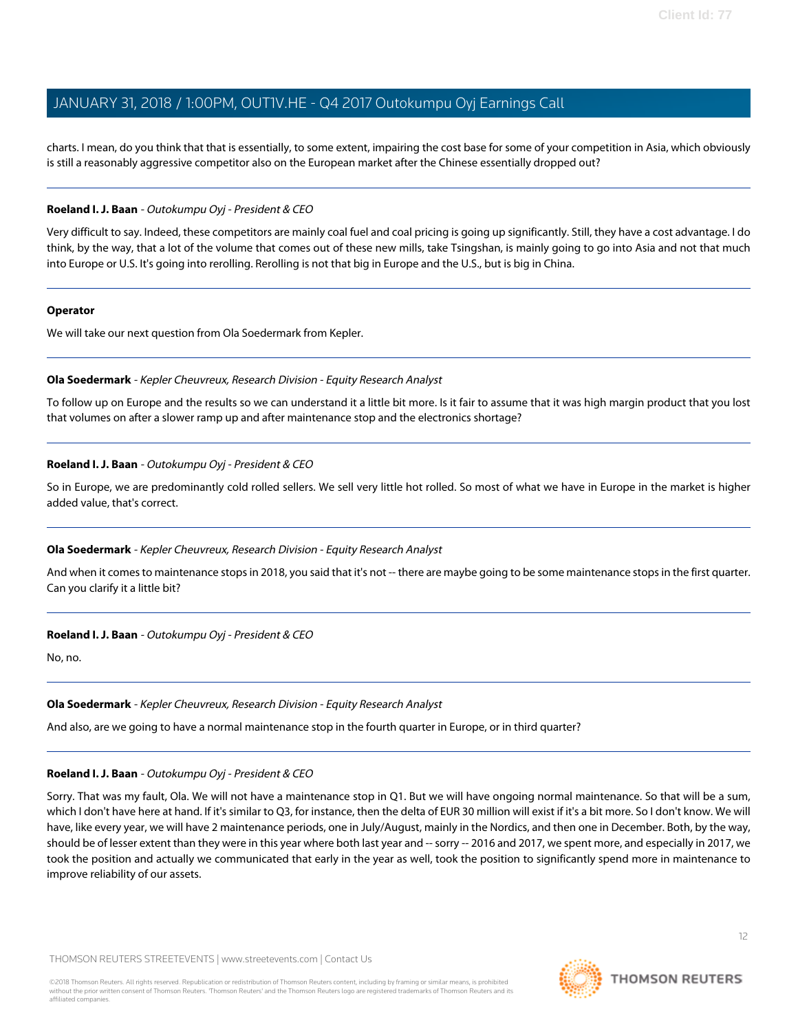charts. I mean, do you think that that is essentially, to some extent, impairing the cost base for some of your competition in Asia, which obviously is still a reasonably aggressive competitor also on the European market after the Chinese essentially dropped out?

---

**Roeland I. J. Baan** - *Outokumpu Oyj - President & CEO*

Very difficult to say. Indeed, these competitors are mainly coal fuel and coal pricing is going up significantly. Still, they have a cost advantage. I do think, by the way, that a lot of the volume that comes out of these new mills, take Tsingshan, is mainly going to go into Asia and not that much into Europe or U.S. It's going into rerolling. Rerolling is not that big in Europe and the U.S., but is big in China.

---

**Operator**

We will take our next question from Ola Soedermark from Kepler.

---

**Ola Soedermark** - *Kepler Cheuvreux, Research Division - Equity Research Analyst*

To follow up on Europe and the results so we can understand it a little bit more. Is it fair to assume that it was high margin product that you lost that volumes on after a slower ramp up and after maintenance stop and the electronics shortage?

---

**Roeland I. J. Baan** - *Outokumpu Oyj - President & CEO*

So in Europe, we are predominantly cold rolled sellers. We sell very little hot rolled. So most of what we have in Europe in the market is higher added value, that's correct.

---

**Ola Soedermark** - *Kepler Cheuvreux, Research Division - Equity Research Analyst*

And when it comes to maintenance stops in 2018, you said that it's not -- there are maybe going to be some maintenance stops in the first quarter. Can you clarify it a little bit?

---

**Roeland I. J. Baan** - *Outokumpu Oyj - President & CEO*

No, no.

---

**Ola Soedermark** - *Kepler Cheuvreux, Research Division - Equity Research Analyst*

And also, are we going to have a normal maintenance stop in the fourth quarter in Europe, or in third quarter?

---

**Roeland I. J. Baan** - *Outokumpu Oyj - President & CEO*

Sorry. That was my fault, Ola. We will not have a maintenance stop in Q1. But we will have ongoing normal maintenance. So that will be a sum, which I don't have here at hand. If it's similar to Q3, for instance, then the delta of EUR 30 million will exist if it's a bit more. So I don't know. We will have, like every year, we will have 2 maintenance periods, one in July/August, mainly in the Nordics, and then one in December. Both, by the way, should be of lesser extent than they were in this year where both last year and -- sorry -- 2016 and 2017, we spent more, and especially in 2017, we took the position and actually we communicated that early in the year as well, took the position to significantly spend more in maintenance to improve reliability of our assets.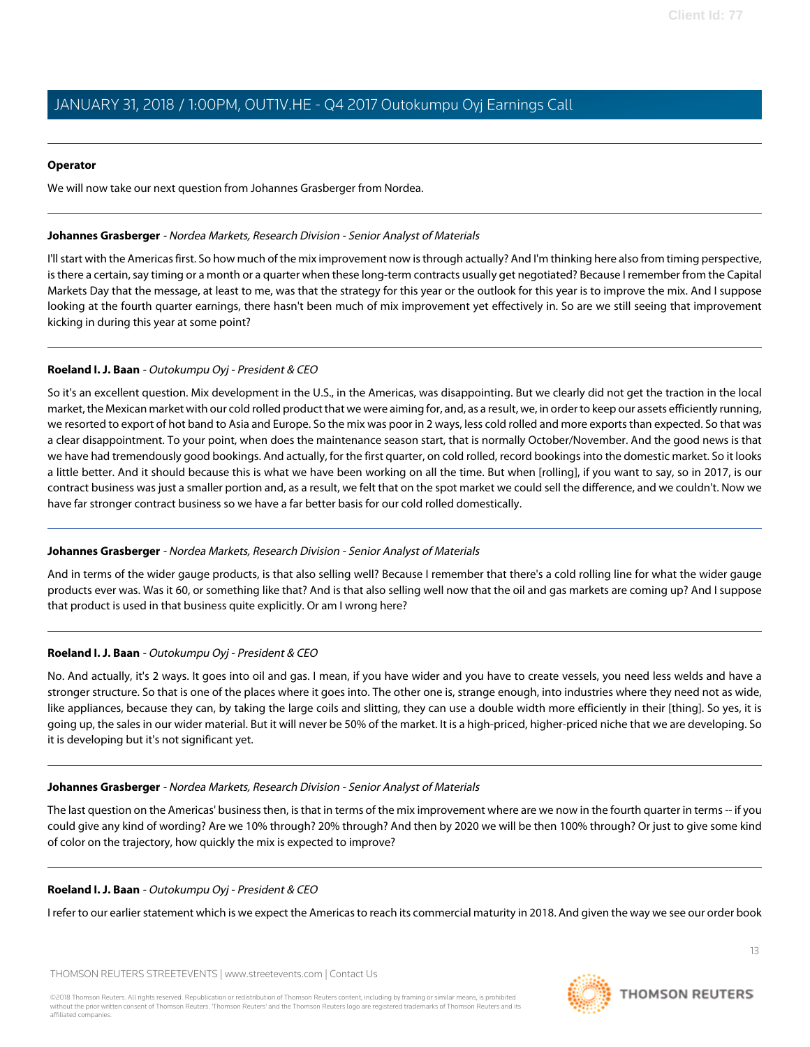**Operator**

We will now take our next question from Johannes Grasberger from Nordea.

---

**Johannes Grasberger** - *Nordea Markets, Research Division - Senior Analyst of Materials*

I'll start with the Americas first. So how much of the mix improvement now is through actually? And I'm thinking here also from timing perspective, is there a certain, say timing or a month or a quarter when these long-term contracts usually get negotiated? Because I remember from the Capital Markets Day that the message, at least to me, was that the strategy for this year or the outlook for this year is to improve the mix. And I suppose looking at the fourth quarter earnings, there hasn't been much of mix improvement yet effectively in. So are we still seeing that improvement kicking in during this year at some point?

---

**Roeland I. J. Baan** - *Outokumpu Oyj - President & CEO*

So it's an excellent question. Mix development in the U.S., in the Americas, was disappointing. But we clearly did not get the traction in the local market, the Mexican market with our cold rolled product that we were aiming for, and, as a result, we, in order to keep our assets efficiently running, we resorted to export of hot band to Asia and Europe. So the mix was poor in 2 ways, less cold rolled and more exports than expected. So that was a clear disappointment. To your point, when does the maintenance season start, that is normally October/November. And the good news is that we have had tremendously good bookings. And actually, for the first quarter, on cold rolled, record bookings into the domestic market. So it looks a little better. And it should because this is what we have been working on all the time. But when [rolling], if you want to say, so in 2017, is our contract business was just a smaller portion and, as a result, we felt that on the spot market we could sell the difference, and we couldn't. Now we have far stronger contract business so we have a far better basis for our cold rolled domestically.

---

**Johannes Grasberger** - *Nordea Markets, Research Division - Senior Analyst of Materials*

And in terms of the wider gauge products, is that also selling well? Because I remember that there's a cold rolling line for what the wider gauge products ever was. Was it 60, or something like that? And is that also selling well now that the oil and gas markets are coming up? And I suppose that product is used in that business quite explicitly. Or am I wrong here?

---

**Roeland I. J. Baan** - *Outokumpu Oyj - President & CEO*

No. And actually, it's 2 ways. It goes into oil and gas. I mean, if you have wider and you have to create vessels, you need less welds and have a stronger structure. So that is one of the places where it goes into. The other one is, strange enough, into industries where they need not as wide, like appliances, because they can, by taking the large coils and slitting, they can use a double width more efficiently in their [thing]. So yes, it is going up, the sales in our wider material. But it will never be 50% of the market. It is a high-priced, higher-priced niche that we are developing. So it is developing but it's not significant yet.

---

**Johannes Grasberger** - *Nordea Markets, Research Division - Senior Analyst of Materials*

The last question on the Americas' business then, is that in terms of the mix improvement where are we now in the fourth quarter in terms -- if you could give any kind of wording? Are we 10% through? 20% through? And then by 2020 we will be then 100% through? Or just to give some kind of color on the trajectory, how quickly the mix is expected to improve?

---

**Roeland I. J. Baan** - *Outokumpu Oyj - President & CEO*

I refer to our earlier statement which is we expect the Americas to reach its commercial maturity in 2018. And given the way we see our order book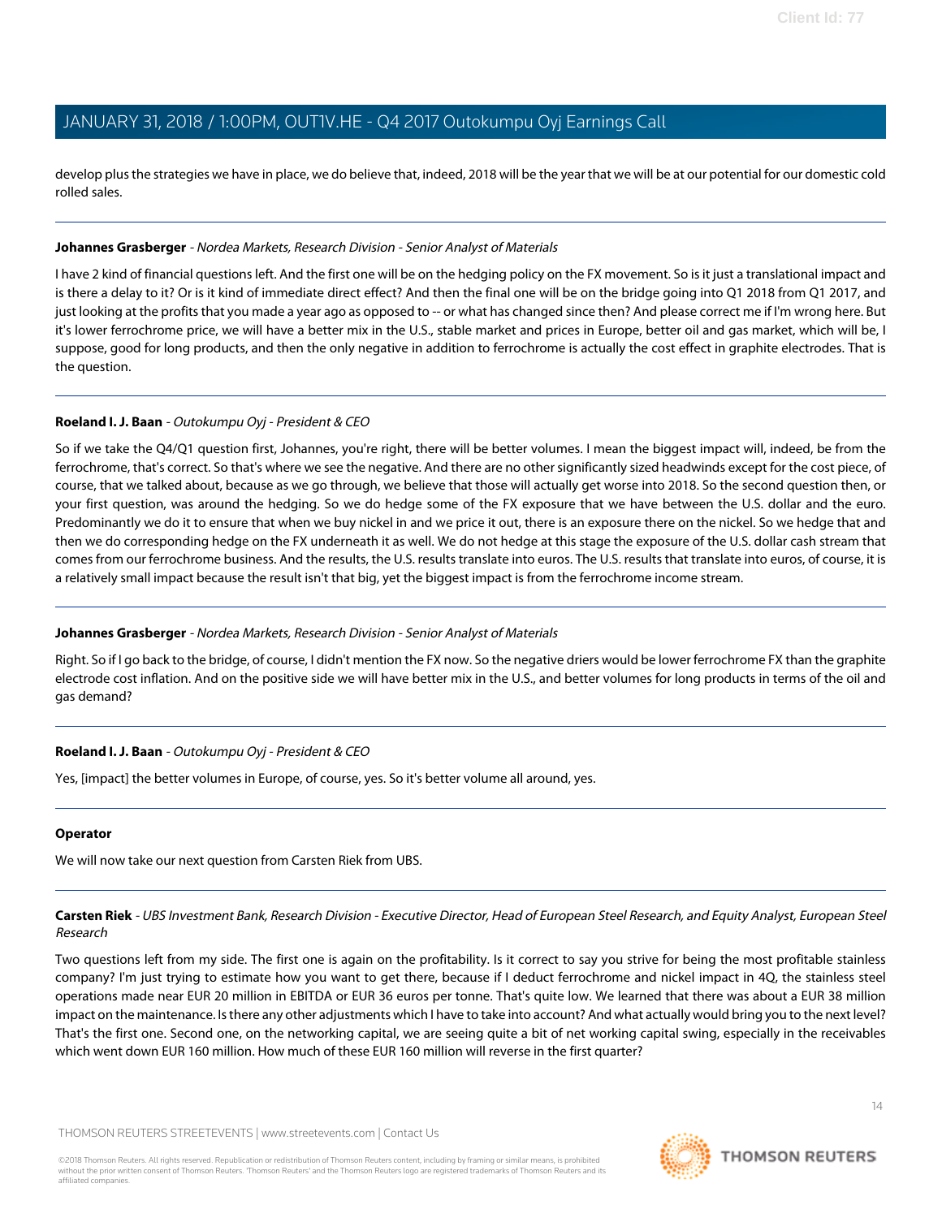develop plus the strategies we have in place, we do believe that, indeed, 2018 will be the year that we will be at our potential for our domestic cold rolled sales.

---

**Johannes Grasberger** - *Nordea Markets, Research Division - Senior Analyst of Materials*

I have 2 kind of financial questions left. And the first one will be on the hedging policy on the FX movement. So is it just a translational impact and is there a delay to it? Or is it kind of immediate direct effect? And then the final one will be on the bridge going into Q1 2018 from Q1 2017, and just looking at the profits that you made a year ago as opposed to -- or what has changed since then? And please correct me if I'm wrong here. But it's lower ferrochrome price, we will have a better mix in the U.S., stable market and prices in Europe, better oil and gas market, which will be, I suppose, good for long products, and then the only negative in addition to ferrochrome is actually the cost effect in graphite electrodes. That is the question.

---

**Roeland I. J. Baan** - *Outokumpu Oyj - President & CEO*

So if we take the Q4/Q1 question first, Johannes, you're right, there will be better volumes. I mean the biggest impact will, indeed, be from the ferrochrome, that's correct. So that's where we see the negative. And there are no other significantly sized headwinds except for the cost piece, of course, that we talked about, because as we go through, we believe that those will actually get worse into 2018. So the second question then, or your first question, was around the hedging. So we do hedge some of the FX exposure that we have between the U.S. dollar and the euro. Predominantly we do it to ensure that when we buy nickel in and we price it out, there is an exposure there on the nickel. So we hedge that and then we do corresponding hedge on the FX underneath it as well. We do not hedge at this stage the exposure of the U.S. dollar cash stream that comes from our ferrochrome business. And the results, the U.S. results translate into euros. The U.S. results that translate into euros, of course, it is a relatively small impact because the result isn't that big, yet the biggest impact is from the ferrochrome income stream.

---

**Johannes Grasberger** - *Nordea Markets, Research Division - Senior Analyst of Materials*

Right. So if I go back to the bridge, of course, I didn't mention the FX now. So the negative driers would be lower ferrochrome FX than the graphite electrode cost inflation. And on the positive side we will have better mix in the U.S., and better volumes for long products in terms of the oil and gas demand?

---

**Roeland I. J. Baan** - *Outokumpu Oyj - President & CEO*

Yes, [impact] the better volumes in Europe, of course, yes. So it's better volume all around, yes.

---

**Operator**

We will now take our next question from Carsten Riek from UBS.

---

**Carsten Riek** - *UBS Investment Bank, Research Division - Executive Director, Head of European Steel Research, and Equity Analyst, European Steel Research*

Two questions left from my side. The first one is again on the profitability. Is it correct to say you strive for being the most profitable stainless company? I'm just trying to estimate how you want to get there, because if I deduct ferrochrome and nickel impact in 4Q, the stainless steel operations made near EUR 20 million in EBITDA or EUR 36 euros per tonne. That's quite low. We learned that there was about a EUR 38 million impact on the maintenance. Is there any other adjustments which I have to take into account? And what actually would bring you to the next level? That's the first one. Second one, on the networking capital, we are seeing quite a bit of net working capital swing, especially in the receivables which went down EUR 160 million. How much of these EUR 160 million will reverse in the first quarter?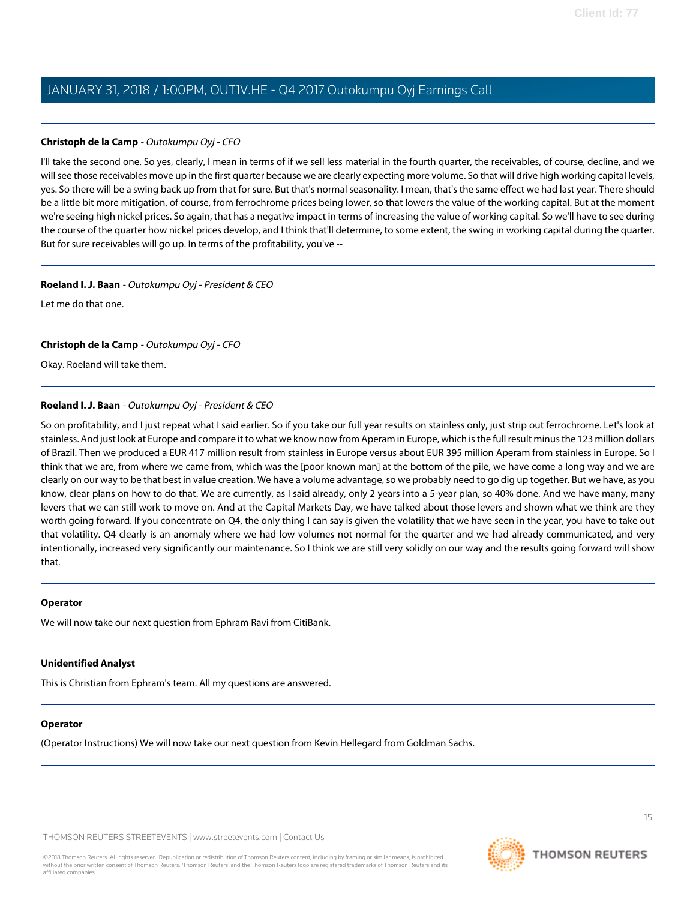**Christoph de la Camp** - *Outokumpu Oyj - CFO*

I'll take the second one. So yes, clearly, I mean in terms of if we sell less material in the fourth quarter, the receivables, of course, decline, and we will see those receivables move up in the first quarter because we are clearly expecting more volume. So that will drive high working capital levels, yes. So there will be a swing back up from that for sure. But that's normal seasonality. I mean, that's the same effect we had last year. There should be a little bit more mitigation, of course, from ferrochrome prices being lower, so that lowers the value of the working capital. But at the moment we're seeing high nickel prices. So again, that has a negative impact in terms of increasing the value of working capital. So we'll have to see during the course of the quarter how nickel prices develop, and I think that'll determine, to some extent, the swing in working capital during the quarter. But for sure receivables will go up. In terms of the profitability, you've --

---

**Roeland I. J. Baan** - *Outokumpu Oyj - President & CEO*

Let me do that one.

---

**Christoph de la Camp** - *Outokumpu Oyj - CFO*

Okay. Roeland will take them.

---

**Roeland I. J. Baan** - *Outokumpu Oyj - President & CEO*

So on profitability, and I just repeat what I said earlier. So if you take our full year results on stainless only, just strip out ferrochrome. Let's look at stainless. And just look at Europe and compare it to what we know now from Aperam in Europe, which is the full result minus the 123 million dollars of Brazil. Then we produced a EUR 417 million result from stainless in Europe versus about EUR 395 million Aperam from stainless in Europe. So I think that we are, from where we came from, which was the [poor known man] at the bottom of the pile, we have come a long way and we are clearly on our way to be that best in value creation. We have a volume advantage, so we probably need to go dig up together. But we have, as you know, clear plans on how to do that. We are currently, as I said already, only 2 years into a 5-year plan, so 40% done. And we have many, many levers that we can still work to move on. And at the Capital Markets Day, we have talked about those levers and shown what we think are they worth going forward. If you concentrate on Q4, the only thing I can say is given the volatility that we have seen in the year, you have to take out that volatility. Q4 clearly is an anomaly where we had low volumes not normal for the quarter and we had already communicated, and very intentionally, increased very significantly our maintenance. So I think we are still very solidly on our way and the results going forward will show that.

---

**Operator**

We will now take our next question from Ephram Ravi from CitiBank.

---

**Unidentified Analyst**

This is Christian from Ephram's team. All my questions are answered.

---

**Operator**

(Operator Instructions) We will now take our next question from Kevin Hellegard from Goldman Sachs.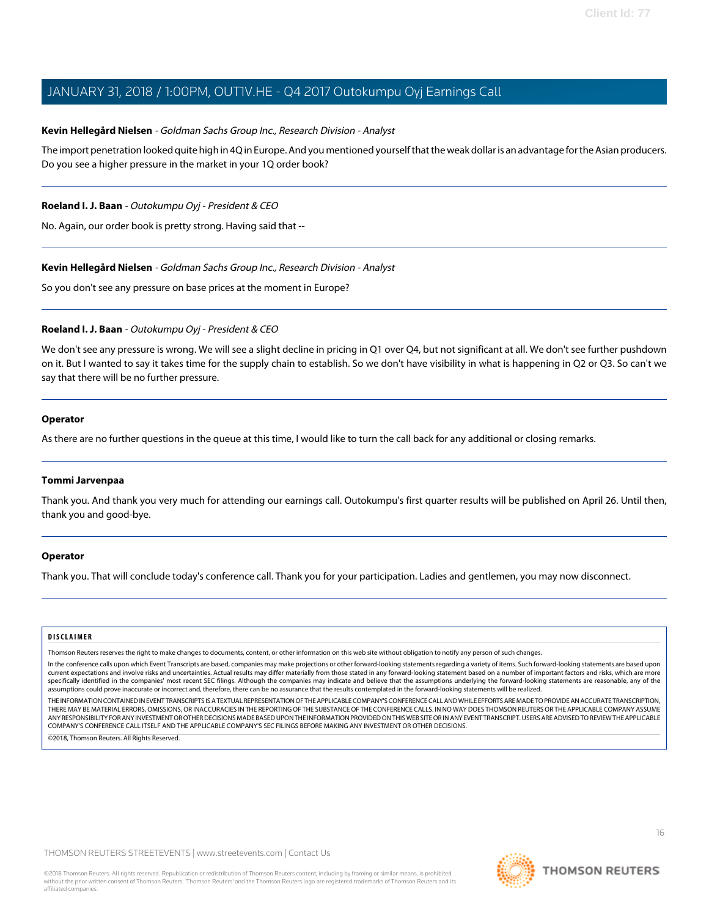**Kevin Hellegård Nielsen** - *Goldman Sachs Group Inc., Research Division - Analyst*

The import penetration looked quite high in 4Q in Europe. And you mentioned yourself that the weak dollar is an advantage for the Asian producers. Do you see a higher pressure in the market in your 1Q order book?

---

**Roeland I. J. Baan** - *Outokumpu Oyj - President & CEO*

No. Again, our order book is pretty strong. Having said that --

---

**Kevin Hellegård Nielsen** - *Goldman Sachs Group Inc., Research Division - Analyst*

So you don't see any pressure on base prices at the moment in Europe?

---

**Roeland I. J. Baan** - *Outokumpu Oyj - President & CEO*

We don't see any pressure is wrong. We will see a slight decline in pricing in Q1 over Q4, but not significant at all. We don't see further pushdown on it. But I wanted to say it takes time for the supply chain to establish. So we don't have visibility in what is happening in Q2 or Q3. So can't we say that there will be no further pressure.

---

**Operator**

As there are no further questions in the queue at this time, I would like to turn the call back for any additional or closing remarks.

---

**Tommi Jarvenpaa**

Thank you. And thank you very much for attending our earnings call. Outokumpu's first quarter results will be published on April 26. Until then, thank you and good-bye.

---

**Operator**

Thank you. That will conclude today's conference call. Thank you for your participation. Ladies and gentlemen, you may now disconnect.

---

**DISCLAIMER**

Thomson Reuters reserves the right to make changes to documents, content, or other information on this web site without obligation to notify any person of such changes.

In the conference calls upon which Event Transcripts are based, companies may make projections or other forward-looking statements regarding a variety of items. Such forward-looking statements are based upon current expectations and involve risks and uncertainties. Actual results may differ materially from those stated in any forward-looking statement based on a number of important factors and risks, which are more specifically identified in the companies' most recent SEC filings. Although the companies may indicate and believe that the assumptions underlying the forward-looking statements are reasonable, any of the assumptions could prove inaccurate or incorrect and, therefore, there can be no assurance that the results contemplated in the forward-looking statements will be realized.

THE INFORMATION CONTAINED IN EVENT TRANSCRIPTS IS A TEXTUAL REPRESENTATION OF THE APPLICABLE COMPANY'S CONFERENCE CALL AND WHILE EFFORTS ARE MADE TO PROVIDE AN ACCURATE TRANSCRIPTION, THERE MAY BE MATERIAL ERRORS, OMISSIONS, OR INACCURACIES IN THE REPORTING OF THE SUBSTANCE OF THE CONFERENCE CALLS. IN NO WAY DOES THOMSON REUTERS OR THE APPLICABLE COMPANY ASSUME ANY RESPONSIBILITY FOR ANY INVESTMENT OR OTHER DECISIONS MADE BASED UPON THE INFORMATION PROVIDED ON THIS WEB SITE OR IN ANY EVENT TRANSCRIPT. USERS ARE ADVISED TO REVIEW THE APPLICABLE COMPANY'S CONFERENCE CALL ITSELF AND THE APPLICABLE COMPANY'S SEC FILINGS BEFORE MAKING ANY INVESTMENT OR OTHER DECISIONS.

©2018, Thomson Reuters. All Rights Reserved.